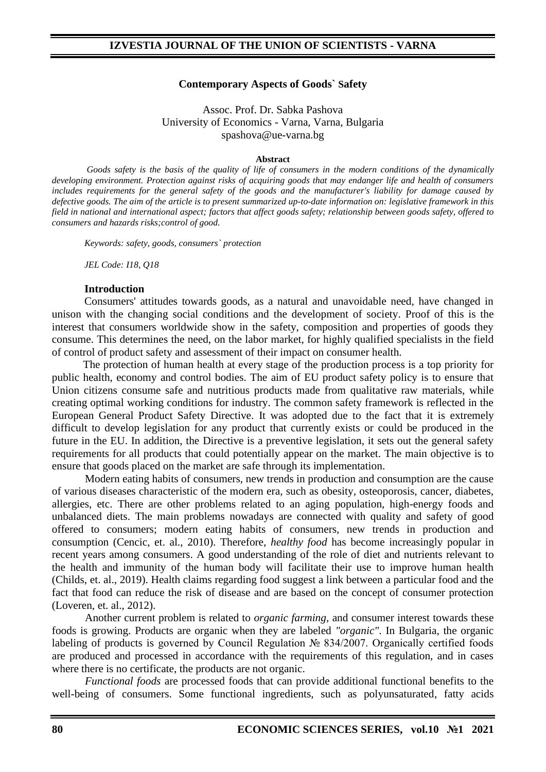# Contemporary Aspects of Goods` Safety

Assoc. Prof. Dr. Sabka Pashova
University of Economics - Varna, Varna, Bulgaria
spashova@ue-varna.bg

**Abstract**

*Goods safety is the basis of the quality of life of consumers in the modern conditions of the dynamically developing environment. Protection against risks of acquiring goods that may endanger life and health of consumers includes requirements for the general safety of the goods and the manufacturer's liability for damage caused by defective goods. The aim of the article is to present summarized up-to-date information on: legislative framework in this field in national and international aspect; factors that affect goods safety; relationship between goods safety, offered to consumers and hazards risks;control of good.*

*Keywords: safety, goods, consumers` protection*

*JEL Code: I18, Q18*

## Introduction

Consumers' attitudes towards goods, as a natural and unavoidable need, have changed in unison with the changing social conditions and the development of society. Proof of this is the interest that consumers worldwide show in the safety, composition and properties of goods they consume. This determines the need, on the labor market, for highly qualified specialists in the field of control of product safety and assessment of their impact on consumer health.

The protection of human health at every stage of the production process is a top priority for public health, economy and control bodies. The aim of EU product safety policy is to ensure that Union citizens consume safe and nutritious products made from qualitative raw materials, while creating optimal working conditions for industry. The common safety framework is reflected in the European General Product Safety Directive. It was adopted due to the fact that it is extremely difficult to develop legislation for any product that currently exists or could be produced in the future in the EU. In addition, the Directive is a preventive legislation, it sets out the general safety requirements for all products that could potentially appear on the market. The main objective is to ensure that goods placed on the market are safe through its implementation.

Modern eating habits of consumers, new trends in production and consumption are the cause of various diseases characteristic of the modern era, such as obesity, osteoporosis, cancer, diabetes, allergies, etc. There are other problems related to an aging population, high-energy foods and unbalanced diets. The main problems nowadays are connected with quality and safety of good offered to consumers; modern eating habits of consumers, new trends in production and consumption (Cencic, et. al., 2010). Therefore, *healthy food* has become increasingly popular in recent years among consumers. A good understanding of the role of diet and nutrients relevant to the health and immunity of the human body will facilitate their use to improve human health (Childs, et. al., 2019). Health claims regarding food suggest a link between a particular food and the fact that food can reduce the risk of disease and are based on the concept of consumer protection (Loveren, et. al., 2012).

Another current problem is related to *organic farming*, and consumer interest towards these foods is growing. Products are organic when they are labeled *"organic"*. In Bulgaria, the organic labeling of products is governed by Council Regulation № 834/2007. Organically certified foods are produced and processed in accordance with the requirements of this regulation, and in cases where there is no certificate, the products are not organic.

*Functional foods* are processed foods that can provide additional functional benefits to the well-being of consumers. Some functional ingredients, such as polyunsaturated, fatty acids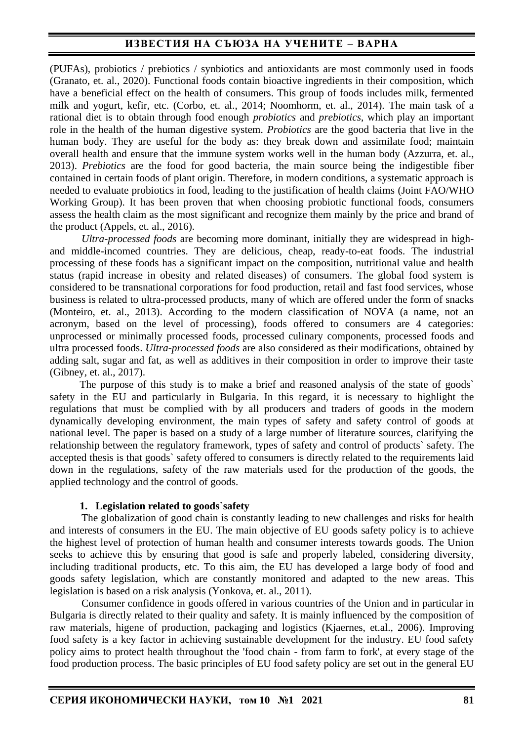(PUFAs), probiotics / prebiotics / synbiotics and antioxidants are most commonly used in foods (Granato, et. al., 2020). Functional foods contain bioactive ingredients in their composition, which have a beneficial effect on the health of consumers. This group of foods includes milk, fermented milk and yogurt, kefir, etc. (Corbo, et. al., 2014; Noomhorm, et. al., 2014). The main task of a rational diet is to obtain through food enough *probiotics* and *prebiotics*, which play an important role in the health of the human digestive system. *Probiotics* are the good bacteria that live in the human body. They are useful for the body as: they break down and assimilate food; maintain overall health and ensure that the immune system works well in the human body (Azzurra, et. al., 2013). *Prebiotics* are the food for good bacteria, the main source being the indigestible fiber contained in certain foods of plant origin. Therefore, in modern conditions, a systematic approach is needed to evaluate probiotics in food, leading to the justification of health claims (Joint FAO/WHO Working Group). It has been proven that when choosing probiotic functional foods, consumers assess the health claim as the most significant and recognize them mainly by the price and brand of the product (Appels, et. al., 2016).

*Ultra-processed foods* are becoming more dominant, initially they are widespread in high- and middle-incomed countries. They are delicious, cheap, ready-to-eat foods. The industrial processing of these foods has a significant impact on the composition, nutritional value and health status (rapid increase in obesity and related diseases) of consumers. The global food system is considered to be transnational corporations for food production, retail and fast food services, whose business is related to ultra-processed products, many of which are offered under the form of snacks (Monteiro, et. al., 2013). According to the modern classification of NOVA (a name, not an acronym, based on the level of processing), foods offered to consumers are 4 categories: unprocessed or minimally processed foods, processed culinary components, processed foods and ultra processed foods. *Ultra-processed foods* are also considered as their modifications, obtained by adding salt, sugar and fat, as well as additives in their composition in order to improve their taste (Gibney, et. al., 2017).

The purpose of this study is to make a brief and reasoned analysis of the state of goods` safety in the EU and particularly in Bulgaria. In this regard, it is necessary to highlight the regulations that must be complied with by all producers and traders of goods in the modern dynamically developing environment, the main types of safety and safety control of goods at national level. The paper is based on a study of a large number of literature sources, clarifying the relationship between the regulatory framework, types of safety and control of products` safety. The accepted thesis is that goods` safety offered to consumers is directly related to the requirements laid down in the regulations, safety of the raw materials used for the production of the goods, the applied technology and the control of goods.

## 1. Legislation related to goods`safety

The globalization of good chain is constantly leading to new challenges and risks for health and interests of consumers in the EU. The main objective of EU goods safety policy is to achieve the highest level of protection of human health and consumer interests towards goods. The Union seeks to achieve this by ensuring that good is safe and properly labeled, considering diversity, including traditional products, etc. To this aim, the EU has developed a large body of food and goods safety legislation, which are constantly monitored and adapted to the new areas. This legislation is based on a risk analysis (Yonkova, et. al., 2011).

Consumer confidence in goods offered in various countries of the Union and in particular in Bulgaria is directly related to their quality and safety. It is mainly influenced by the composition of raw materials, higene of production, packaging and logistics (Kjaernes, et.al., 2006). Improving food safety is a key factor in achieving sustainable development for the industry. EU food safety policy aims to protect health throughout the 'food chain - from farm to fork', at every stage of the food production process. The basic principles of EU food safety policy are set out in the general EU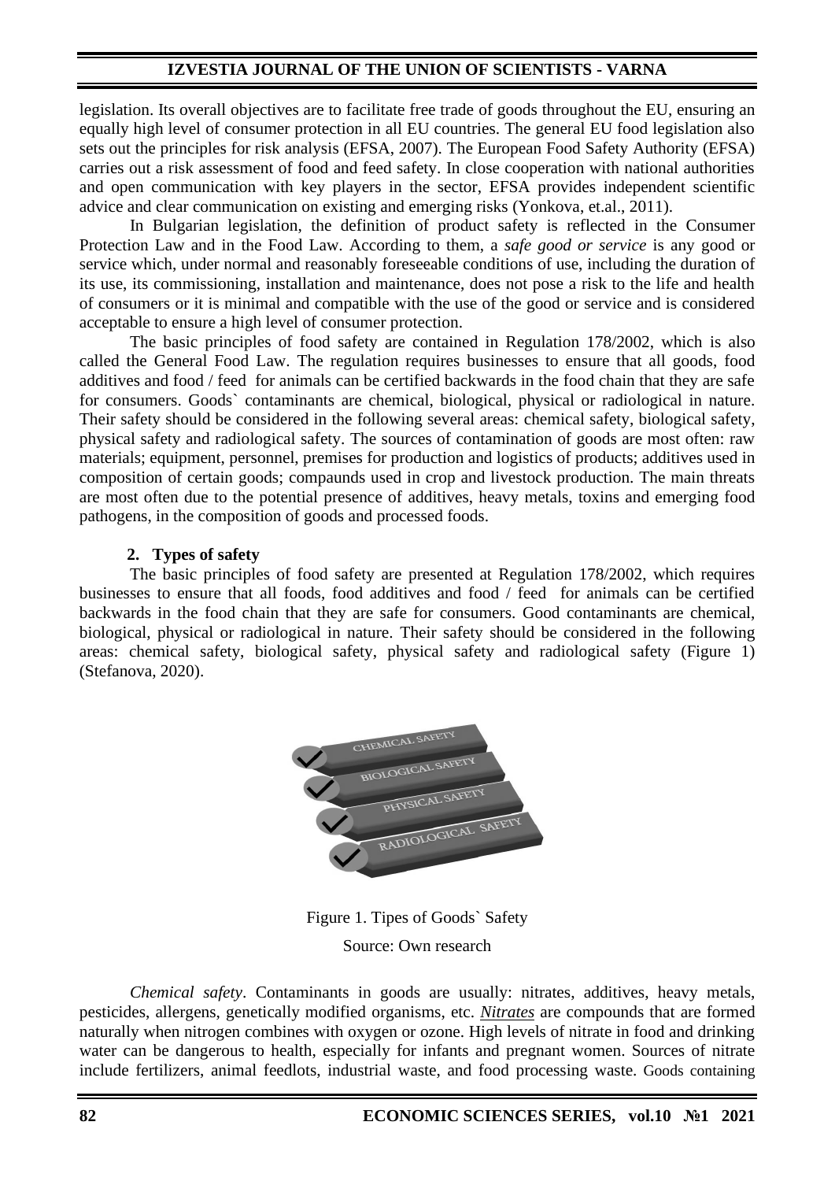legislation. Its overall objectives are to facilitate free trade of goods throughout the EU, ensuring an equally high level of consumer protection in all EU countries. The general EU food legislation also sets out the principles for risk analysis (EFSA, 2007). The European Food Safety Authority (EFSA) carries out a risk assessment of food and feed safety. In close cooperation with national authorities and open communication with key players in the sector, EFSA provides independent scientific advice and clear communication on existing and emerging risks (Yonkova, et.al., 2011).

In Bulgarian legislation, the definition of product safety is reflected in the Consumer Protection Law and in the Food Law. According to them, a *safe good or service* is any good or service which, under normal and reasonably foreseeable conditions of use, including the duration of its use, its commissioning, installation and maintenance, does not pose a risk to the life and health of consumers or it is minimal and compatible with the use of the good or service and is considered acceptable to ensure a high level of consumer protection.

The basic principles of food safety are contained in Regulation 178/2002, which is also called the General Food Law. The regulation requires businesses to ensure that all goods, food additives and food / feed for animals can be certified backwards in the food chain that they are safe for consumers. Goods` contaminants are chemical, biological, physical or radiological in nature. Their safety should be considered in the following several areas: chemical safety, biological safety, physical safety and radiological safety. The sources of contamination of goods are most often: raw materials; equipment, personnel, premises for production and logistics of products; additives used in composition of certain goods; compaunds used in crop and livestock production. The main threats are most often due to the potential presence of additives, heavy metals, toxins and emerging food pathogens, in the composition of goods and processed foods.

## 2. Types of safety

The basic principles of food safety are presented at Regulation 178/2002, which requires businesses to ensure that all foods, food additives and food / feed for animals can be certified backwards in the food chain that they are safe for consumers. Good contaminants are chemical, biological, physical or radiological in nature. Their safety should be considered in the following areas: chemical safety, biological safety, physical safety and radiological safety (Figure 1) (Stefanova, 2020).

Figure 1. Tipes of Goods` Safety

Source: Own research

*Chemical safety*. Contaminants in goods are usually: nitrates, additives, heavy metals, pesticides, allergens, genetically modified organisms, etc. *Nitrates* are compounds that are formed naturally when nitrogen combines with oxygen or ozone. High levels of nitrate in food and drinking water can be dangerous to health, especially for infants and pregnant women. Sources of nitrate include fertilizers, animal feedlots, industrial waste, and food processing waste. Goods containing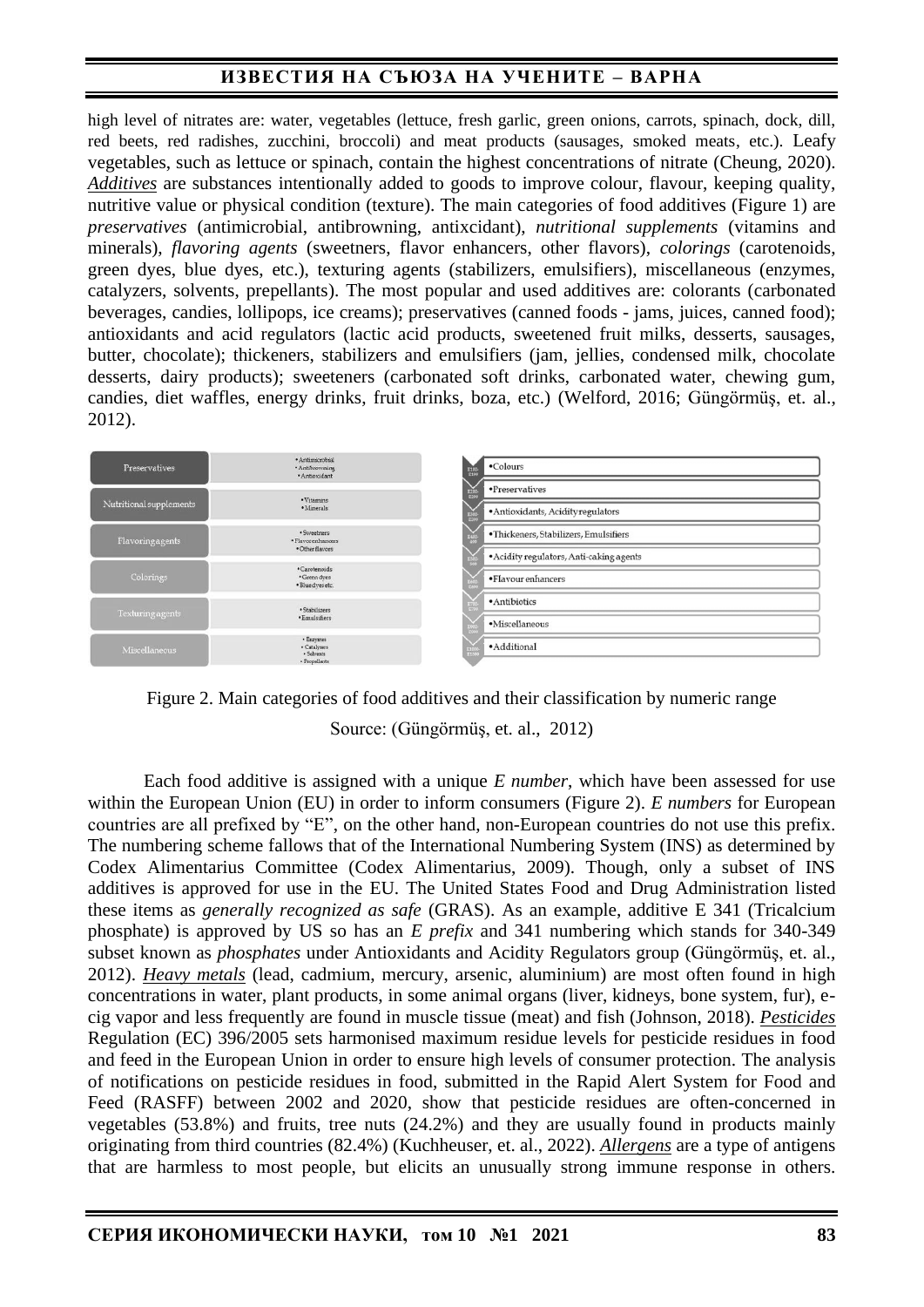high level of nitrates are: water, vegetables (lettuce, fresh garlic, green onions, carrots, spinach, dock, dill, red beets, red radishes, zucchini, broccoli) and meat products (sausages, smoked meats, etc.). Leafy vegetables, such as lettuce or spinach, contain the highest concentrations of nitrate (Cheung, 2020). ***Additives*** are substances intentionally added to goods to improve colour, flavour, keeping quality, nutritive value or physical condition (texture). The main categories of food additives (Figure 1) are *preservatives* (antimicrobial, antibrowning, antixcidant), *nutritional supplements* (vitamins and minerals), *flavoring agents* (sweetners, flavor enhancers, other flavors), *colorings* (carotenoids, green dyes, blue dyes, etc.), texturing agents (stabilizers, emulsifiers), miscellaneous (enzymes, catalyzers, solvents, prepellants). The most popular and used additives are: colorants (carbonated beverages, candies, lollipops, ice creams); preservatives (canned foods - jams, juices, canned food); antioxidants and acid regulators (lactic acid products, sweetened fruit milks, desserts, sausages, butter, chocolate); thickeners, stabilizers and emulsifiers (jam, jellies, condensed milk, chocolate desserts, dairy products); sweeteners (carbonated soft drinks, carbonated water, chewing gum, candies, diet waffles, energy drinks, fruit drinks, boza, etc.) (Welford, 2016; Güngörmüş, et. al., 2012).

| Category | Subcategories |
|---|---|
| Preservatives | Antimicrobial, Antibrowning, Antioxidant |
| Nutritional supplements | Vitamins, Minerals |
| Flavoring agents | Sweetners, Flavor enhancers, Other flavors |
| Colorings | Carotenoids, Green dyes, Blue dyes etc. |
| Texturing agents | Stabilizers, Emulsifiers |
| Miscellaneous | Enzymes, Catalysers, Solvents, Propellants |

| Range | Group |
|---|---|
| E100-E199 | Colours |
| E200-E299 | Preservatives |
| E300-E399 | Antioxidants, Acidity regulators |
| E400-E499 | Thickeners, Stabilizers, Emulsifiers |
| E500-E599 | Acidity regulators, Anti-caking agents |
| E600-E699 | Flavour enhancers |
| E700-E799 | Antibiotics |
| E900-E999 | Miscellaneous |
| E1000-E1599 | Additional |

Figure 2. Main categories of food additives and their classification by numeric range

Source: (Güngörmüş, et. al., 2012)

Each food additive is assigned with a unique *E number*, which have been assessed for use within the European Union (EU) in order to inform consumers (Figure 2). *E numbers* for European countries are all prefixed by "E", on the other hand, non-European countries do not use this prefix. The numbering scheme fallows that of the International Numbering System (INS) as determined by Codex Alimentarius Committee (Codex Alimentarius, 2009). Though, only a subset of INS additives is approved for use in the EU. The United States Food and Drug Administration listed these items as *generally recognized as safe* (GRAS). As an example, additive E 341 (Tricalcium phosphate) is approved by US so has an *E prefix* and 341 numbering which stands for 340-349 subset known as *phosphates* under Antioxidants and Acidity Regulators group (Güngörmüş, et. al., 2012). ***Heavy metals*** (lead, cadmium, mercury, arsenic, aluminium) are most often found in high concentrations in water, plant products, in some animal organs (liver, kidneys, bone system, fur), e-cig vapor and less frequently are found in muscle tissue (meat) and fish (Johnson, 2018). ***Pesticides*** Regulation (EC) 396/2005 sets harmonised maximum residue levels for pesticide residues in food and feed in the European Union in order to ensure high levels of consumer protection. The analysis of notifications on pesticide residues in food, submitted in the Rapid Alert System for Food and Feed (RASFF) between 2002 and 2020, show that pesticide residues are often-concerned in vegetables (53.8%) and fruits, tree nuts (24.2%) and they are usually found in products mainly originating from third countries (82.4%) (Kuchheuser, et. al., 2022). ***Allergens*** are a type of antigens that are harmless to most people, but elicits an unusually strong immune response in others.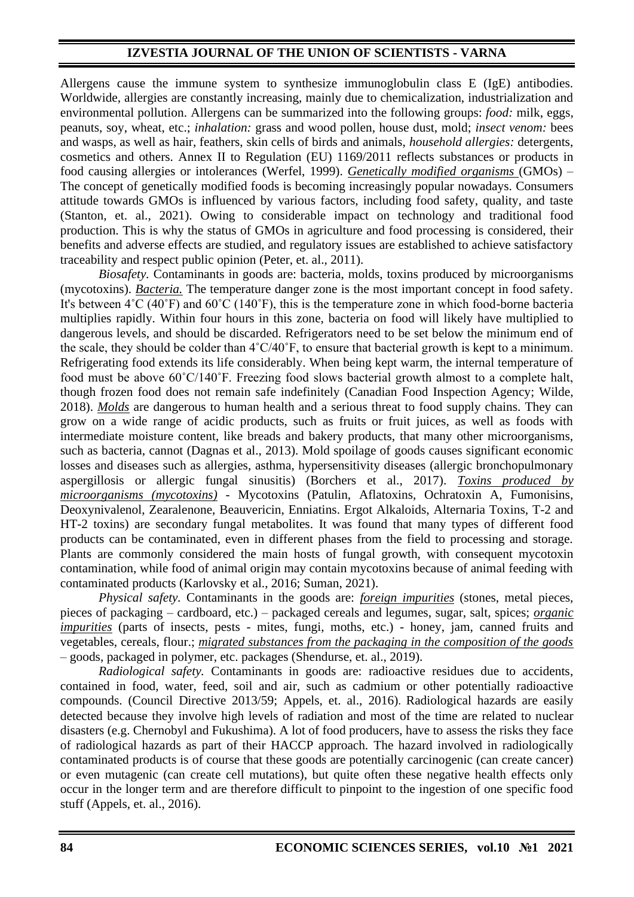Allergens cause the immune system to synthesize immunoglobulin class E (IgE) antibodies. Worldwide, allergies are constantly increasing, mainly due to chemicalization, industrialization and environmental pollution. Allergens can be summarized into the following groups: *food:* milk, eggs, peanuts, soy, wheat, etc.; *inhalation:* grass and wood pollen, house dust, mold; *insect venom:* bees and wasps, as well as hair, feathers, skin cells of birds and animals, *household allergies:* detergents, cosmetics and others. Annex II to Regulation (EU) 1169/2011 reflects substances or products in food causing allergies or intolerances (Werfel, 1999). <u>*Genetically modified organisms*</u> (GMOs) – The concept of genetically modified foods is becoming increasingly popular nowadays. Consumers attitude towards GMOs is influenced by various factors, including food safety, quality, and taste (Stanton, et. al., 2021). Owing to considerable impact on technology and traditional food production. This is why the status of GMOs in agriculture and food processing is considered, their benefits and adverse effects are studied, and regulatory issues are established to achieve satisfactory traceability and respect public opinion (Peter, et. al., 2011).

*Biosafety*. Contaminants in goods are: bacteria, molds, toxins produced by microorganisms (mycotoxins). <u>*Bacteria.*</u> The temperature danger zone is the most important concept in food safety. It's between 4˚C (40˚F) and 60˚C (140˚F), this is the temperature zone in which food-borne bacteria multiplies rapidly. Within four hours in this zone, bacteria on food will likely have multiplied to dangerous levels, and should be discarded. Refrigerators need to be set below the minimum end of the scale, they should be colder than 4˚C/40˚F, to ensure that bacterial growth is kept to a minimum. Refrigerating food extends its life considerably. When being kept warm, the internal temperature of food must be above 60˚C/140˚F. Freezing food slows bacterial growth almost to a complete halt, though frozen food does not remain safe indefinitely (Canadian Food Inspection Agency; Wilde, 2018). <u>*Molds*</u> are dangerous to human health and a serious threat to food supply chains. They can grow on a wide range of acidic products, such as fruits or fruit juices, as well as foods with intermediate moisture content, like breads and bakery products, that many other microorganisms, such as bacteria, cannot (Dagnas et al., 2013). Mold spoilage of goods causes significant economic losses and diseases such as allergies, asthma, hypersensitivity diseases (allergic bronchopulmonary aspergillosis or allergic fungal sinusitis) (Borchers et al., 2017). <u>*Toxins produced by microorganisms (mycotoxins)*</u> - Mycotoxins (Patulin, Aflatoxins, Ochratoxin A, Fumonisins, Deoxynivalenol, Zearalenone, Beauvericin, Enniatins. Ergot Alkaloids, Alternaria Toxins, T-2 and HT-2 toxins) are secondary fungal metabolites. It was found that many types of different food products can be contaminated, even in different phases from the field to processing and storage. Plants are commonly considered the main hosts of fungal growth, with consequent mycotoxin contamination, while food of animal origin may contain mycotoxins because of animal feeding with contaminated products (Karlovsky et al., 2016; Suman, 2021).

*Physical safety.* Contaminants in the goods are: <u>*foreign impurities*</u> (stones, metal pieces, pieces of packaging – cardboard, etc.) – packaged cereals and legumes, sugar, salt, spices; <u>*organic impurities*</u> (parts of insects, pests - mites, fungi, moths, etc.) - honey, jam, canned fruits and vegetables, cereals, flour.; <u>*migrated substances from the packaging in the composition of the goods*</u> – goods, packaged in polymer, etc. packages (Shendurse, et. al., 2019).

*Radiological safety.* Contaminants in goods are: radioactive residues due to accidents, contained in food, water, feed, soil and air, such as cadmium or other potentially radioactive compounds. (Council Directive 2013/59; Appels, et. al., 2016). Radiological hazards are easily detected because they involve high levels of radiation and most of the time are related to nuclear disasters (e.g. Chernobyl and Fukushima). A lot of food producers, have to assess the risks they face of radiological hazards as part of their HACCP approach. The hazard involved in radiologically contaminated products is of course that these goods are potentially carcinogenic (can create cancer) or even mutagenic (can create cell mutations), but quite often these negative health effects only occur in the longer term and are therefore difficult to pinpoint to the ingestion of one specific food stuff (Appels, et. al., 2016).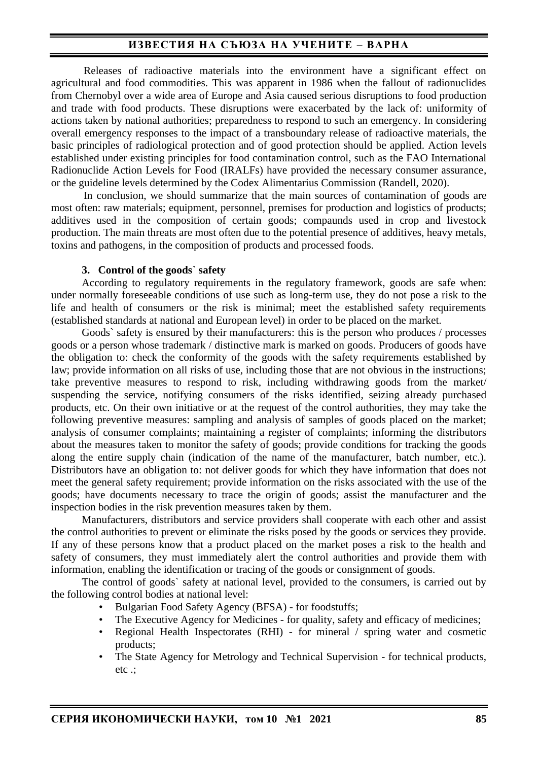Releases of radioactive materials into the environment have a significant effect on agricultural and food commodities. This was apparent in 1986 when the fallout of radionuclides from Chernobyl over a wide area of Europe and Asia caused serious disruptions to food production and trade with food products. These disruptions were exacerbated by the lack of: uniformity of actions taken by national authorities; preparedness to respond to such an emergency. In considering overall emergency responses to the impact of a transboundary release of radioactive materials, the basic principles of radiological protection and of good protection should be applied. Action levels established under existing principles for food contamination control, such as the FAO International Radionuclide Action Levels for Food (IRALFs) have provided the necessary consumer assurance, or the guideline levels determined by the Codex Alimentarius Commission (Randell, 2020).

In conclusion, we should summarize that the main sources of contamination of goods are most often: raw materials; equipment, personnel, premises for production and logistics of products; additives used in the composition of certain goods; compaunds used in crop and livestock production. The main threats are most often due to the potential presence of additives, heavy metals, toxins and pathogens, in the composition of products and processed foods.

### 3. Control of the goods` safety

According to regulatory requirements in the regulatory framework, goods are safe when: under normally foreseeable conditions of use such as long-term use, they do not pose a risk to the life and health of consumers or the risk is minimal; meet the established safety requirements (established standards at national and European level) in order to be placed on the market.

Goods` safety is ensured by their manufacturers: this is the person who produces / processes goods or a person whose trademark / distinctive mark is marked on goods. Producers of goods have the obligation to: check the conformity of the goods with the safety requirements established by law; provide information on all risks of use, including those that are not obvious in the instructions; take preventive measures to respond to risk, including withdrawing goods from the market/ suspending the service, notifying consumers of the risks identified, seizing already purchased products, etc. On their own initiative or at the request of the control authorities, they may take the following preventive measures: sampling and analysis of samples of goods placed on the market; analysis of consumer complaints; maintaining a register of complaints; informing the distributors about the measures taken to monitor the safety of goods; provide conditions for tracking the goods along the entire supply chain (indication of the name of the manufacturer, batch number, etc.). Distributors have an obligation to: not deliver goods for which they have information that does not meet the general safety requirement; provide information on the risks associated with the use of the goods; have documents necessary to trace the origin of goods; assist the manufacturer and the inspection bodies in the risk prevention measures taken by them.

Manufacturers, distributors and service providers shall cooperate with each other and assist the control authorities to prevent or eliminate the risks posed by the goods or services they provide. If any of these persons know that a product placed on the market poses a risk to the health and safety of consumers, they must immediately alert the control authorities and provide them with information, enabling the identification or tracing of the goods or consignment of goods.

The control of goods` safety at national level, provided to the consumers, is carried out by the following control bodies at national level:

- Bulgarian Food Safety Agency (BFSA) - for foodstuffs;
- The Executive Agency for Medicines - for quality, safety and efficacy of medicines;
- Regional Health Inspectorates (RHI) - for mineral / spring water and cosmetic products;
- The State Agency for Metrology and Technical Supervision - for technical products, etc .;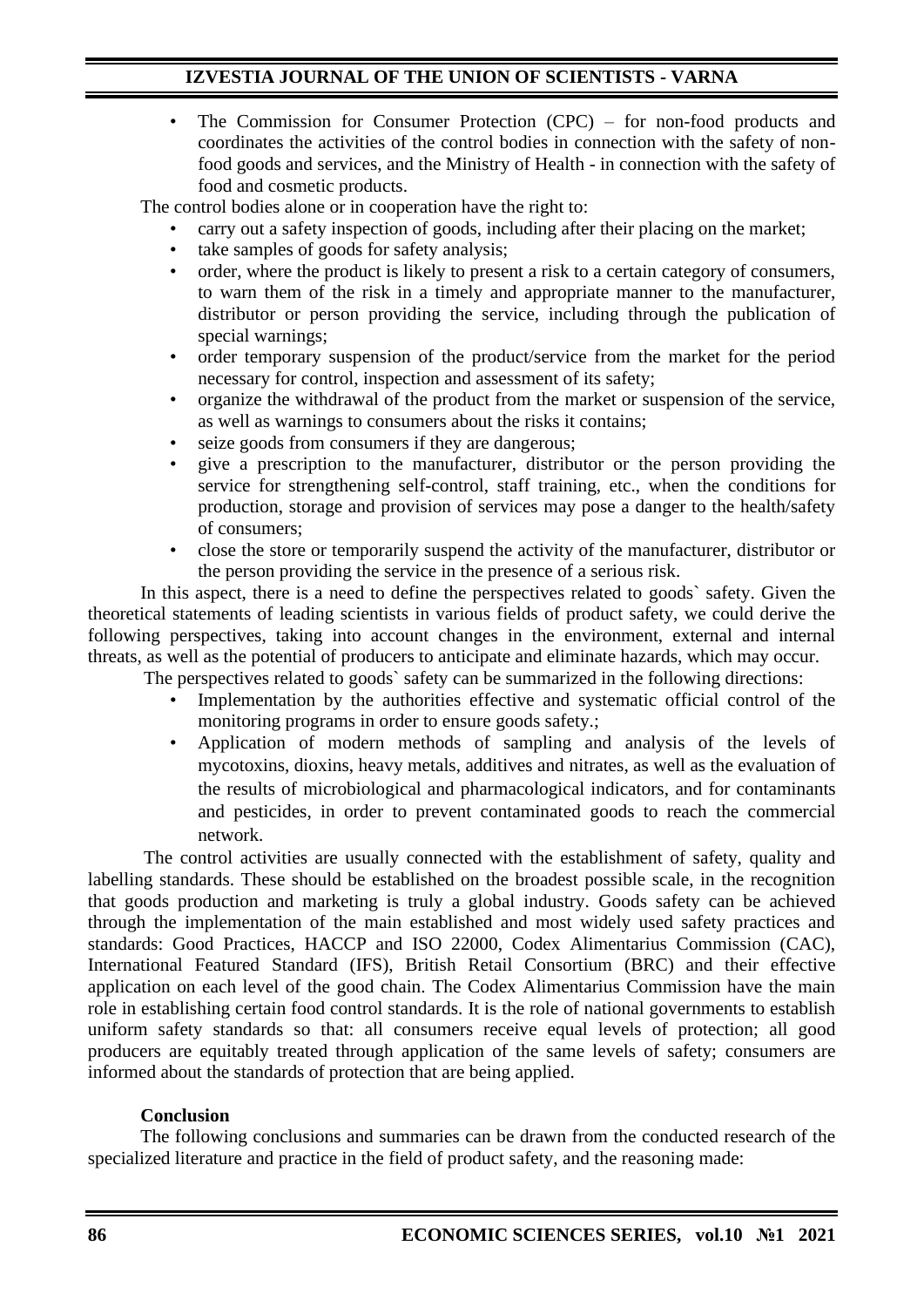- The Commission for Consumer Protection (CPC) – for non-food products and coordinates the activities of the control bodies in connection with the safety of non-food goods and services, and the Ministry of Health - in connection with the safety of food and cosmetic products.

The control bodies alone or in cooperation have the right to:

- carry out a safety inspection of goods, including after their placing on the market;
- take samples of goods for safety analysis;
- order, where the product is likely to present a risk to a certain category of consumers, to warn them of the risk in a timely and appropriate manner to the manufacturer, distributor or person providing the service, including through the publication of special warnings;
- order temporary suspension of the product/service from the market for the period necessary for control, inspection and assessment of its safety;
- organize the withdrawal of the product from the market or suspension of the service, as well as warnings to consumers about the risks it contains;
- seize goods from consumers if they are dangerous;
- give a prescription to the manufacturer, distributor or the person providing the service for strengthening self-control, staff training, etc., when the conditions for production, storage and provision of services may pose a danger to the health/safety of consumers;
- close the store or temporarily suspend the activity of the manufacturer, distributor or the person providing the service in the presence of a serious risk.

In this aspect, there is a need to define the perspectives related to goods` safety. Given the theoretical statements of leading scientists in various fields of product safety, we could derive the following perspectives, taking into account changes in the environment, external and internal threats, as well as the potential of producers to anticipate and eliminate hazards, which may occur.

The perspectives related to goods` safety can be summarized in the following directions:

- Implementation by the authorities effective and systematic official control of the monitoring programs in order to ensure goods safety.;
- Application of modern methods of sampling and analysis of the levels of mycotoxins, dioxins, heavy metals, additives and nitrates, as well as the evaluation of the results of microbiological and pharmacological indicators, and for contaminants and pesticides, in order to prevent contaminated goods to reach the commercial network.

The control activities are usually connected with the establishment of safety, quality and labelling standards. These should be established on the broadest possible scale, in the recognition that goods production and marketing is truly a global industry. Goods safety can be achieved through the implementation of the main established and most widely used safety practices and standards: Good Practices, HACCP and ISO 22000, Codex Alimentarius Commission (CAC), International Featured Standard (IFS), British Retail Consortium (BRC) and their effective application on each level of the good chain. The Codex Alimentarius Commission have the main role in establishing certain food control standards. It is the role of national governments to establish uniform safety standards so that: all consumers receive equal levels of protection; all good producers are equitably treated through application of the same levels of safety; consumers are informed about the standards of protection that are being applied.

**Conclusion**

The following conclusions and summaries can be drawn from the conducted research of the specialized literature and practice in the field of product safety, and the reasoning made: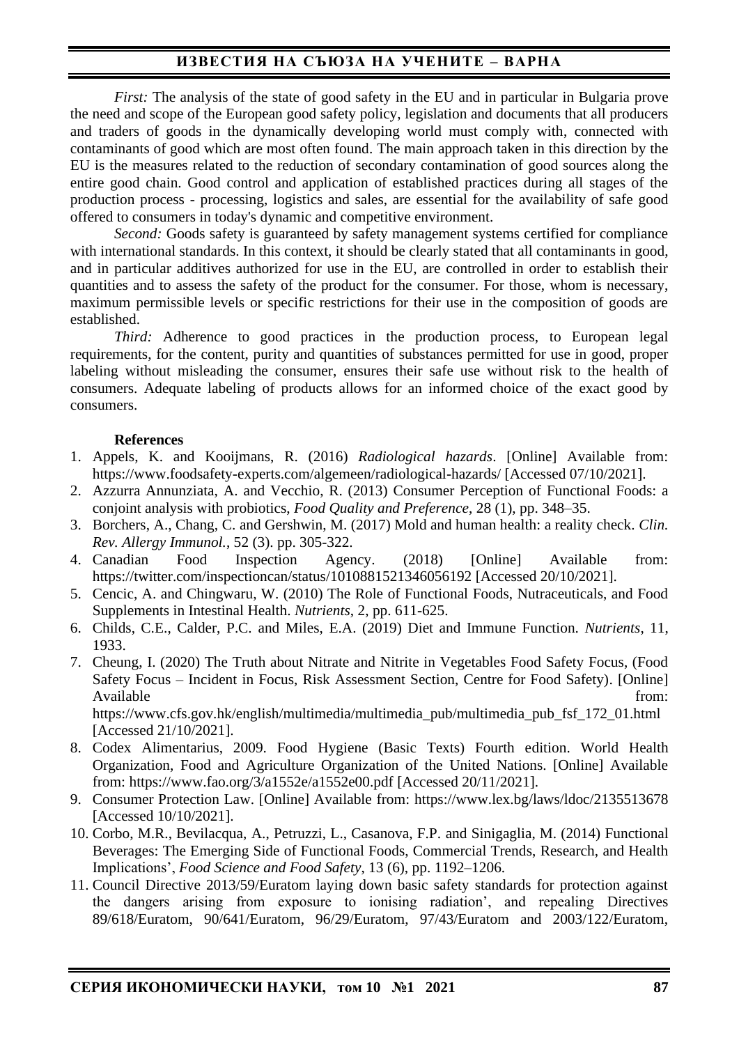*First:* The analysis of the state of good safety in the EU and in particular in Bulgaria prove the need and scope of the European good safety policy, legislation and documents that all producers and traders of goods in the dynamically developing world must comply with, connected with contaminants of good which are most often found. The main approach taken in this direction by the EU is the measures related to the reduction of secondary contamination of good sources along the entire good chain. Good control and application of established practices during all stages of the production process - processing, logistics and sales, are essential for the availability of safe good offered to consumers in today's dynamic and competitive environment.

*Second:* Goods safety is guaranteed by safety management systems certified for compliance with international standards. In this context, it should be clearly stated that all contaminants in good, and in particular additives authorized for use in the EU, are controlled in order to establish their quantities and to assess the safety of the product for the consumer. For those, whom is necessary, maximum permissible levels or specific restrictions for their use in the composition of goods are established.

*Third:* Adherence to good practices in the production process, to European legal requirements, for the content, purity and quantities of substances permitted for use in good, proper labeling without misleading the consumer, ensures their safe use without risk to the health of consumers. Adequate labeling of products allows for an informed choice of the exact good by consumers.

**References**

1. Appels, K. and Kooijmans, R. (2016) *Radiological hazards*. [Online] Available from: https://www.foodsafety-experts.com/algemeen/radiological-hazards/ [Accessed 07/10/2021].
2. Azzurra Annunziata, A. and Vecchio, R. (2013) Consumer Perception of Functional Foods: a conjoint analysis with probiotics, *Food Quality and Preference*, 28 (1), pp. 348–35.
3. Borchers, A., Chang, C. and Gershwin, M. (2017) Mold and human health: a reality check. *Clin. Rev. Allergy Immunol.*, 52 (3). pp. 305-322.
4. Canadian Food Inspection Agency. (2018) [Online] Available from: https://twitter.com/inspectioncan/status/1010881521346056192 [Accessed 20/10/2021].
5. Cencic, A. and Chingwaru, W. (2010) The Role of Functional Foods, Nutraceuticals, and Food Supplements in Intestinal Health. *Nutrients*, 2, pp. 611-625.
6. Childs, C.E., Calder, P.C. and Miles, E.A. (2019) Diet and Immune Function. *Nutrients*, 11, 1933.
7. Cheung, I. (2020) The Truth about Nitrate and Nitrite in Vegetables Food Safety Focus, (Food Safety Focus – Incident in Focus, Risk Assessment Section, Centre for Food Safety). [Online] Available from: https://www.cfs.gov.hk/english/multimedia/multimedia_pub/multimedia_pub_fsf_172_01.html [Accessed 21/10/2021].
8. Codex Alimentarius, 2009. Food Hygiene (Basic Texts) Fourth edition. World Health Organization, Food and Agriculture Organization of the United Nations. [Online] Available from: https://www.fao.org/3/a1552e/a1552e00.pdf [Accessed 20/11/2021].
9. Consumer Protection Law. [Online] Available from: https://www.lex.bg/laws/ldoc/2135513678 [Accessed 10/10/2021].
10. Corbo, M.R., Bevilacqua, A., Petruzzi, L., Casanova, F.P. and Sinigaglia, M. (2014) Functional Beverages: The Emerging Side of Functional Foods, Commercial Trends, Research, and Health Implications', *Food Science and Food Safety*, 13 (6), pp. 1192–1206.
11. Council Directive 2013/59/Euratom laying down basic safety standards for protection against the dangers arising from exposure to ionising radiation', and repealing Directives 89/618/Euratom, 90/641/Euratom, 96/29/Euratom, 97/43/Euratom and 2003/122/Euratom,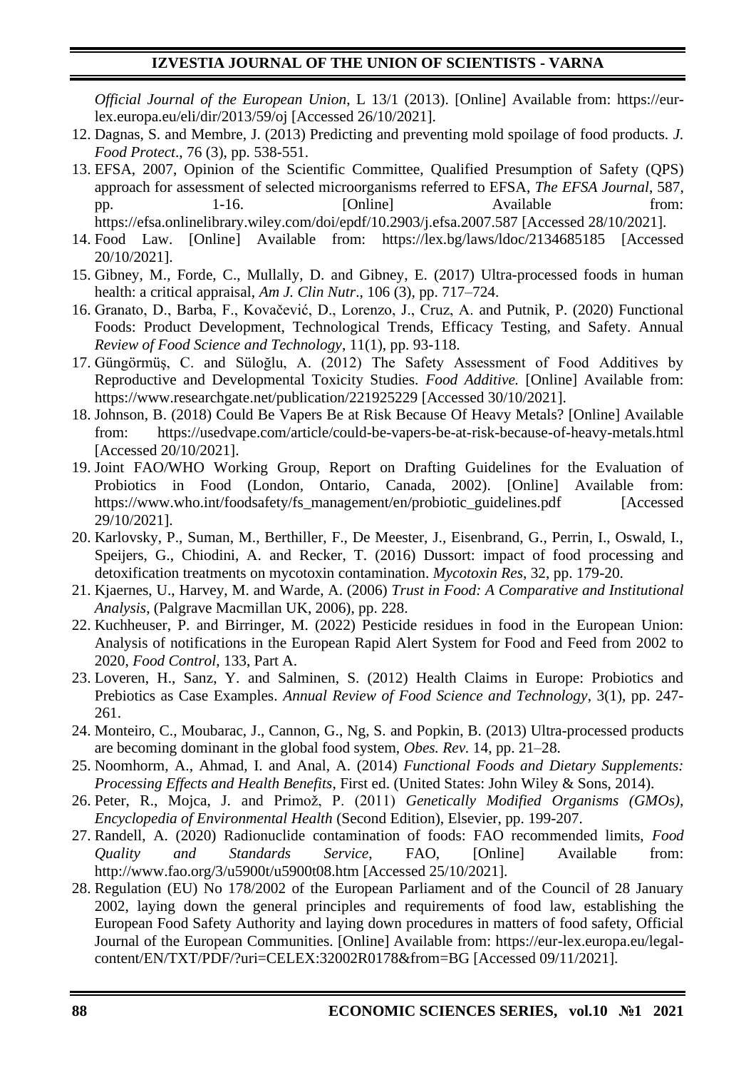*Official Journal of the European Union*, L 13/1 (2013). [Online] Available from: https://eur-lex.europa.eu/eli/dir/2013/59/oj [Accessed 26/10/2021].

12. Dagnas, S. and Membre, J. (2013) Predicting and preventing mold spoilage of food products. *J. Food Protect*., 76 (3), pp. 538-551.
13. EFSA, 2007, Opinion of the Scientific Committee, Qualified Presumption of Safety (QPS) approach for assessment of selected microorganisms referred to EFSA, *The EFSA Journal*, 587, pp. 1-16. [Online] Available from: https://efsa.onlinelibrary.wiley.com/doi/epdf/10.2903/j.efsa.2007.587 [Accessed 28/10/2021].
14. Food Law. [Online] Available from: https://lex.bg/laws/ldoc/2134685185 [Accessed 20/10/2021].
15. Gibney, M., Forde, C., Mullally, D. and Gibney, E. (2017) Ultra-processed foods in human health: a critical appraisal, *Am J. Clin Nutr*., 106 (3), pp. 717–724.
16. Granato, D., Barba, F., Kovačević, D., Lorenzo, J., Cruz, A. and Putnik, P. (2020) Functional Foods: Product Development, Technological Trends, Efficacy Testing, and Safety. Annual *Review of Food Science and Technology*, 11(1), pp. 93-118.
17. Güngörmüş, C. and Süloğlu, A. (2012) The Safety Assessment of Food Additives by Reproductive and Developmental Toxicity Studies. *Food Additive.* [Online] Available from: https://www.researchgate.net/publication/221925229 [Accessed 30/10/2021].
18. Johnson, B. (2018) Could Be Vapers Be at Risk Because Of Heavy Metals? [Online] Available from: https://usedvape.com/article/could-be-vapers-be-at-risk-because-of-heavy-metals.html [Accessed 20/10/2021].
19. Joint FAO/WHO Working Group, Report on Drafting Guidelines for the Evaluation of Probiotics in Food (London, Ontario, Canada, 2002). [Online] Available from: https://www.who.int/foodsafety/fs_management/en/probiotic_guidelines.pdf [Accessed 29/10/2021].
20. Karlovsky, P., Suman, M., Berthiller, F., De Meester, J., Eisenbrand, G., Perrin, I., Oswald, I., Speijers, G., Chiodini, A. and Recker, T. (2016) Dussort: impact of food processing and detoxification treatments on mycotoxin contamination. *Mycotoxin Res*, 32, pp. 179-20.
21. Kjaernes, U., Harvey, M. and Warde, A. (2006) *Trust in Food: A Comparative and Institutional Analysis*, (Palgrave Macmillan UK, 2006), pp. 228.
22. Kuchheuser, P. and Birringer, M. (2022) Pesticide residues in food in the European Union: Analysis of notifications in the European Rapid Alert System for Food and Feed from 2002 to 2020, *Food Control*, 133, Part A.
23. Loveren, H., Sanz, Y. and Salminen, S. (2012) Health Claims in Europe: Probiotics and Prebiotics as Case Examples. *Annual Review of Food Science and Technology*, 3(1), pp. 247-261.
24. Monteiro, C., Moubarac, J., Cannon, G., Ng, S. and Popkin, B. (2013) Ultra-processed products are becoming dominant in the global food system, *Obes. Rev.* 14, pp. 21–28.
25. Noomhorm, A., Ahmad, I. and Anal, A. (2014) *Functional Foods and Dietary Supplements: Processing Effects and Health Benefits*, First ed. (United States: John Wiley & Sons, 2014).
26. Peter, R., Mojca, J. and Primož, P. (2011) *Genetically Modified Organisms (GMOs), Encyclopedia of Environmental Health* (Second Edition), Elsevier, pp. 199-207.
27. Randell, A. (2020) Radionuclide contamination of foods: FAO recommended limits, *Food Quality and Standards Service*, FAO, [Online] Available from: http://www.fao.org/3/u5900t/u5900t08.htm [Accessed 25/10/2021].
28. Regulation (EU) No 178/2002 of the European Parliament and of the Council of 28 January 2002, laying down the general principles and requirements of food law, establishing the European Food Safety Authority and laying down procedures in matters of food safety, Official Journal of the European Communities. [Online] Available from: https://eur-lex.europa.eu/legal-content/EN/TXT/PDF/?uri=CELEX:32002R0178&from=BG [Accessed 09/11/2021].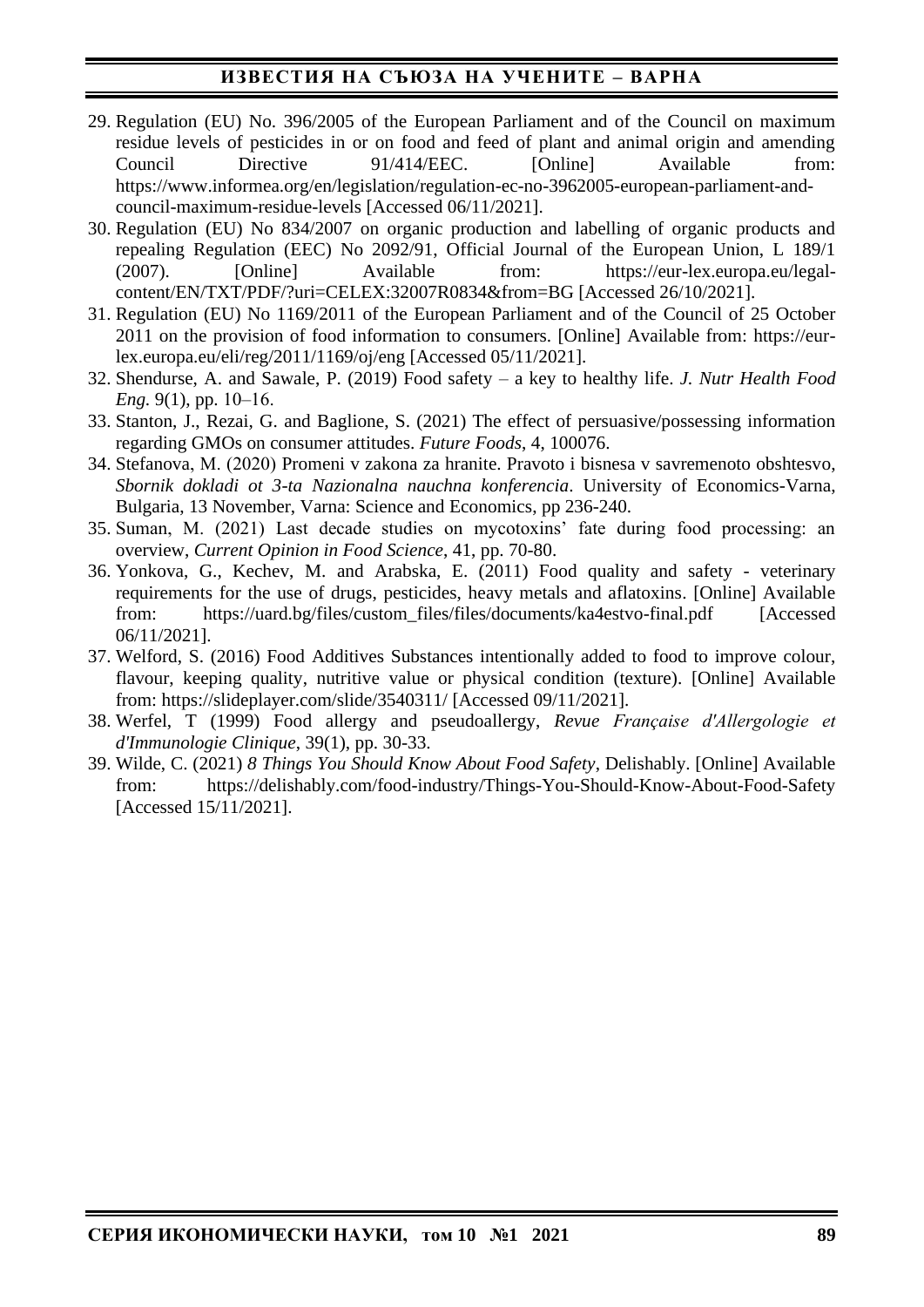29. Regulation (EU) No. 396/2005 of the European Parliament and of the Council on maximum residue levels of pesticides in or on food and feed of plant and animal origin and amending Council Directive 91/414/EEC. [Online] Available from: https://www.informea.org/en/legislation/regulation-ec-no-3962005-european-parliament-and-council-maximum-residue-levels [Accessed 06/11/2021].
30. Regulation (EU) No 834/2007 on organic production and labelling of organic products and repealing Regulation (EEC) No 2092/91, Official Journal of the European Union, L 189/1 (2007). [Online] Available from: https://eur-lex.europa.eu/legal-content/EN/TXT/PDF/?uri=CELEX:32007R0834&from=BG [Accessed 26/10/2021].
31. Regulation (EU) No 1169/2011 of the European Parliament and of the Council of 25 October 2011 on the provision of food information to consumers. [Online] Available from: https://eur-lex.europa.eu/eli/reg/2011/1169/oj/eng [Accessed 05/11/2021].
32. Shendurse, A. and Sawale, P. (2019) Food safety – a key to healthy life. *J. Nutr Health Food Eng.* 9(1), pp. 10–16.
33. Stanton, J., Rezai, G. and Baglione, S. (2021) The effect of persuasive/possessing information regarding GMOs on consumer attitudes. *Future Foods*, 4, 100076.
34. Stefanova, M. (2020) Promeni v zakona za hranite. Pravoto i bisnesa v savremenoto obshtesvo, *Sbornik dokladi ot 3-ta Nazionalna nauchna konferencia*. University of Economics-Varna, Bulgaria, 13 November, Varna: Science and Economics, pp 236-240.
35. Suman, M. (2021) Last decade studies on mycotoxins' fate during food processing: an overview, *Current Opinion in Food Science*, 41, pp. 70-80.
36. Yonkova, G., Kechev, M. and Arabska, E. (2011) Food quality and safety - veterinary requirements for the use of drugs, pesticides, heavy metals and aflatoxins. [Online] Available from: https://uard.bg/files/custom_files/files/documents/ka4estvo-final.pdf [Accessed 06/11/2021].
37. Welford, S. (2016) Food Additives Substances intentionally added to food to improve colour, flavour, keeping quality, nutritive value or physical condition (texture). [Online] Available from: https://slideplayer.com/slide/3540311/ [Accessed 09/11/2021].
38. Werfel, T (1999) Food allergy and pseudoallergy, *Revue Française d'Allergologie et d'Immunologie Clinique*, 39(1), pp. 30-33.
39. Wilde, C. (2021) *8 Things You Should Know About Food Safety*, Delishably. [Online] Available from: https://delishably.com/food-industry/Things-You-Should-Know-About-Food-Safety [Accessed 15/11/2021].